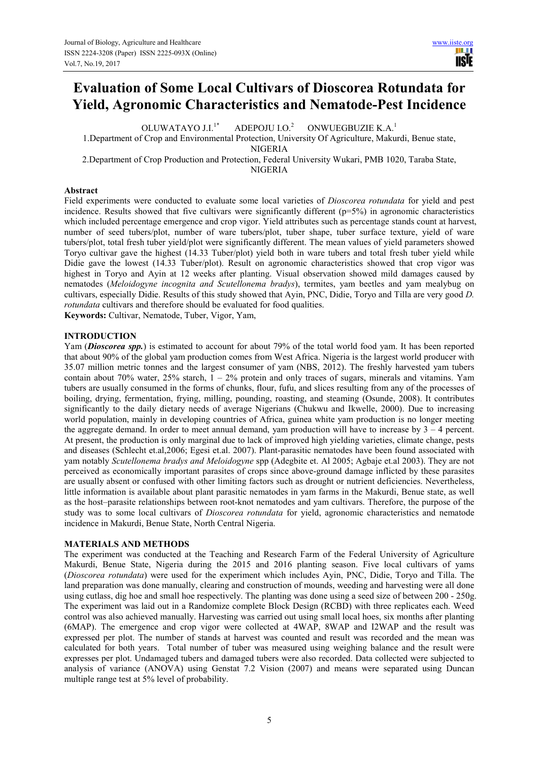# Evaluation of Some Local Cultivars of Dioscorea Rotundata for Yield, Agronomic Characteristics and Nematode-Pest Incidence

OLUWATAYO J.I.[1*] ADEPOJU I.O.[2] ONWUEGBUZIE K.A.[1]

1.Department of Crop and Environmental Protection, University Of Agriculture, Makurdi, Benue state, NIGERIA

2.Department of Crop Production and Protection, Federal University Wukari, PMB 1020, Taraba State, NIGERIA

## Abstract

Field experiments were conducted to evaluate some local varieties of *Dioscorea rotundata* for yield and pest incidence. Results showed that five cultivars were significantly different (p=5%) in agronomic characteristics which included percentage emergence and crop vigor. Yield attributes such as percentage stands count at harvest, number of seed tubers/plot, number of ware tubers/plot, tuber shape, tuber surface texture, yield of ware tubers/plot, total fresh tuber yield/plot were significantly different. The mean values of yield parameters showed Toryo cultivar gave the highest (14.33 Tuber/plot) yield both in ware tubers and total fresh tuber yield while Didie gave the lowest (14.33 Tuber/plot). Result on agronomic characteristics showed that crop vigor was highest in Toryo and Ayin at 12 weeks after planting. Visual observation showed mild damages caused by nematodes (*Meloidogyne incognita and Scutellonema bradys*), termites, yam beetles and yam mealybug on cultivars, especially Didie. Results of this study showed that Ayin, PNC, Didie, Toryo and Tilla are very good *D. rotundata* cultivars and therefore should be evaluated for food qualities.

**Keywords:** Cultivar, Nematode, Tuber, Vigor, Yam,

## INTRODUCTION

Yam (***Dioscorea spp.***) is estimated to account for about 79% of the total world food yam. It has been reported that about 90% of the global yam production comes from West Africa. Nigeria is the largest world producer with 35.07 million metric tonnes and the largest consumer of yam (NBS, 2012). The freshly harvested yam tubers contain about 70% water, 25% starch, 1 – 2% protein and only traces of sugars, minerals and vitamins. Yam tubers are usually consumed in the forms of chunks, flour, fufu, and slices resulting from any of the processes of boiling, drying, fermentation, frying, milling, pounding, roasting, and steaming (Osunde, 2008). It contributes significantly to the daily dietary needs of average Nigerians (Chukwu and Ikwelle, 2000). Due to increasing world population, mainly in developing countries of Africa, guinea white yam production is no longer meeting the aggregate demand. In order to meet annual demand, yam production will have to increase by 3 – 4 percent. At present, the production is only marginal due to lack of improved high yielding varieties, climate change, pests and diseases (Schlecht et.al,2006; Egesi et.al. 2007). Plant-parasitic nematodes have been found associated with yam notably *Scutellonema bradys and Meloidogyne* spp (Adegbite et. Al 2005; Agbaje et.al 2003). They are not perceived as economically important parasites of crops since above-ground damage inflicted by these parasites are usually absent or confused with other limiting factors such as drought or nutrient deficiencies. Nevertheless, little information is available about plant parasitic nematodes in yam farms in the Makurdi, Benue state, as well as the host–parasite relationships between root-knot nematodes and yam cultivars. Therefore, the purpose of the study was to some local cultivars of *Dioscorea rotundata* for yield, agronomic characteristics and nematode incidence in Makurdi, Benue State, North Central Nigeria.

## MATERIALS AND METHODS

The experiment was conducted at the Teaching and Research Farm of the Federal University of Agriculture Makurdi, Benue State, Nigeria during the 2015 and 2016 planting season. Five local cultivars of yams (*Dioscorea rotundata*) were used for the experiment which includes Ayin, PNC, Didie, Toryo and Tilla. The land preparation was done manually, clearing and construction of mounds, weeding and harvesting were all done using cutlass, dig hoe and small hoe respectively. The planting was done using a seed size of between 200 - 250g. The experiment was laid out in a Randomize complete Block Design (RCBD) with three replicates each. Weed control was also achieved manually. Harvesting was carried out using small local hoes, six months after planting (6MAP). The emergence and crop vigor were collected at 4WAP, 8WAP and I2WAP and the result was expressed per plot. The number of stands at harvest was counted and result was recorded and the mean was calculated for both years. Total number of tuber was measured using weighing balance and the result were expresses per plot. Undamaged tubers and damaged tubers were also recorded. Data collected were subjected to analysis of variance (ANOVA) using Genstat 7.2 Vision (2007) and means were separated using Duncan multiple range test at 5% level of probability.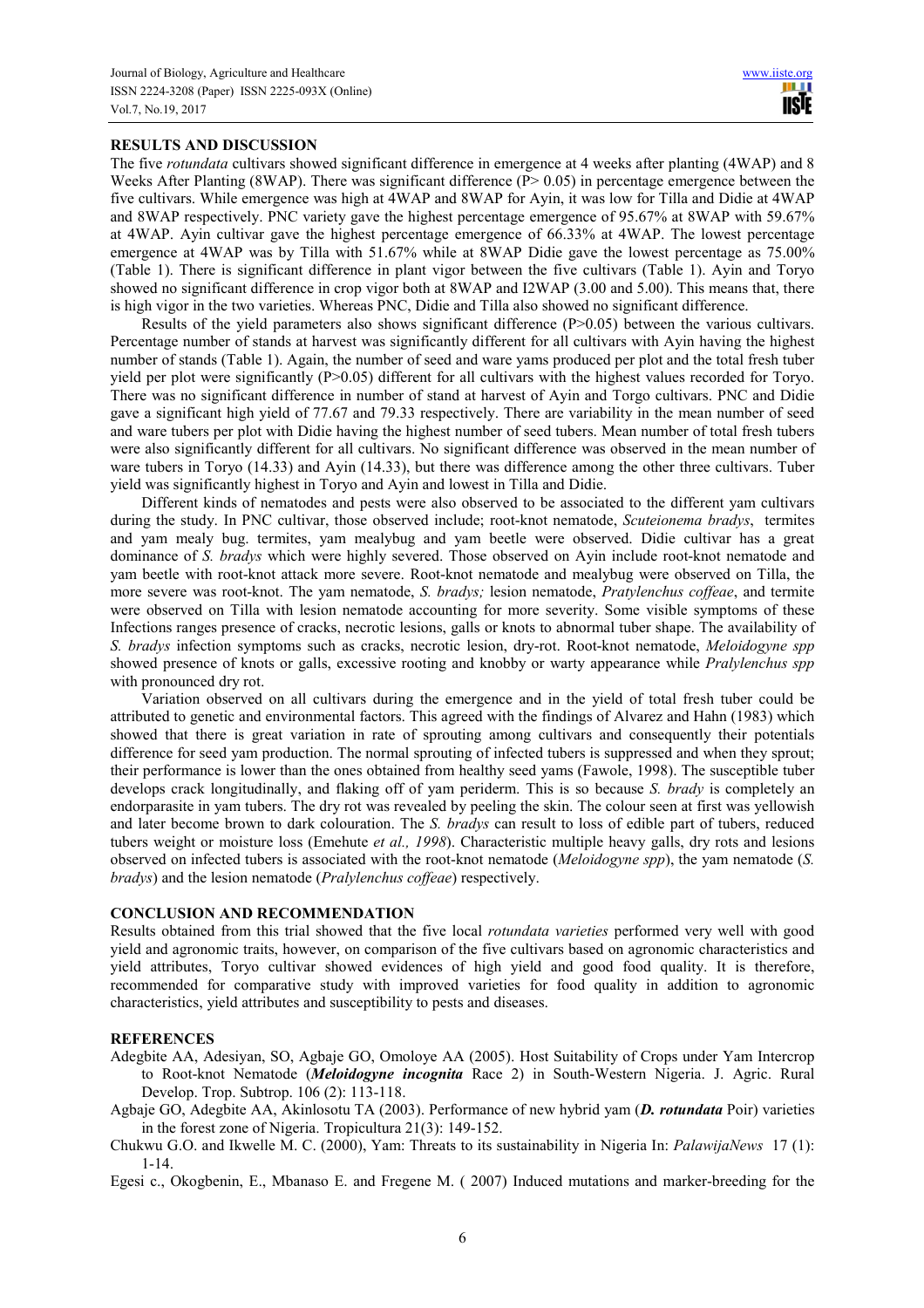## RESULTS AND DISCUSSION

The five *rotundata* cultivars showed significant difference in emergence at 4 weeks after planting (4WAP) and 8 Weeks After Planting (8WAP). There was significant difference (P> 0.05) in percentage emergence between the five cultivars. While emergence was high at 4WAP and 8WAP for Ayin, it was low for Tilla and Didie at 4WAP and 8WAP respectively. PNC variety gave the highest percentage emergence of 95.67% at 8WAP with 59.67% at 4WAP. Ayin cultivar gave the highest percentage emergence of 66.33% at 4WAP. The lowest percentage emergence at 4WAP was by Tilla with 51.67% while at 8WAP Didie gave the lowest percentage as 75.00% (Table 1). There is significant difference in plant vigor between the five cultivars (Table 1). Ayin and Toryo showed no significant difference in crop vigor both at 8WAP and I2WAP (3.00 and 5.00). This means that, there is high vigor in the two varieties. Whereas PNC, Didie and Tilla also showed no significant difference.

Results of the yield parameters also shows significant difference (P>0.05) between the various cultivars. Percentage number of stands at harvest was significantly different for all cultivars with Ayin having the highest number of stands (Table 1). Again, the number of seed and ware yams produced per plot and the total fresh tuber yield per plot were significantly (P>0.05) different for all cultivars with the highest values recorded for Toryo. There was no significant difference in number of stand at harvest of Ayin and Torgo cultivars. PNC and Didie gave a significant high yield of 77.67 and 79.33 respectively. There are variability in the mean number of seed and ware tubers per plot with Didie having the highest number of seed tubers. Mean number of total fresh tubers were also significantly different for all cultivars. No significant difference was observed in the mean number of ware tubers in Toryo (14.33) and Ayin (14.33), but there was difference among the other three cultivars. Tuber yield was significantly highest in Toryo and Ayin and lowest in Tilla and Didie.

Different kinds of nematodes and pests were also observed to be associated to the different yam cultivars during the study. In PNC cultivar, those observed include; root-knot nematode, *Scuteionema bradys*, termites and yam mealy bug. termites, yam mealybug and yam beetle were observed. Didie cultivar has a great dominance of *S. bradys* which were highly severed. Those observed on Ayin include root-knot nematode and yam beetle with root-knot attack more severe. Root-knot nematode and mealybug were observed on Tilla, the more severe was root-knot. The yam nematode, *S. bradys;* lesion nematode, *Pratylenchus coffeae*, and termite were observed on Tilla with lesion nematode accounting for more severity. Some visible symptoms of these Infections ranges presence of cracks, necrotic lesions, galls or knots to abnormal tuber shape. The availability of *S. bradys* infection symptoms such as cracks, necrotic lesion, dry-rot. Root-knot nematode, *Meloidogyne spp* showed presence of knots or galls, excessive rooting and knobby or warty appearance while *Pralylenchus spp* with pronounced dry rot.

Variation observed on all cultivars during the emergence and in the yield of total fresh tuber could be attributed to genetic and environmental factors. This agreed with the findings of Alvarez and Hahn (1983) which showed that there is great variation in rate of sprouting among cultivars and consequently their potentials difference for seed yam production. The normal sprouting of infected tubers is suppressed and when they sprout; their performance is lower than the ones obtained from healthy seed yams (Fawole, 1998). The susceptible tuber develops crack longitudinally, and flaking off of yam periderm. This is so because *S. brady* is completely an endorparasite in yam tubers. The dry rot was revealed by peeling the skin. The colour seen at first was yellowish and later become brown to dark colouration. The *S. bradys* can result to loss of edible part of tubers, reduced tubers weight or moisture loss (Emehute *et al., 1998*). Characteristic multiple heavy galls, dry rots and lesions observed on infected tubers is associated with the root-knot nematode (*Meloidogyne spp*), the yam nematode (*S. bradys*) and the lesion nematode (*Pralylenchus coffeae*) respectively.

## CONCLUSION AND RECOMMENDATION

Results obtained from this trial showed that the five local *rotundata varieties* performed very well with good yield and agronomic traits, however, on comparison of the five cultivars based on agronomic characteristics and yield attributes, Toryo cultivar showed evidences of high yield and good food quality. It is therefore, recommended for comparative study with improved varieties for food quality in addition to agronomic characteristics, yield attributes and susceptibility to pests and diseases.

## REFERENCES

Adegbite AA, Adesiyan, SO, Agbaje GO, Omoloye AA (2005). Host Suitability of Crops under Yam Intercrop to Root-knot Nematode (***Meloidogyne incognita*** Race 2) in South-Western Nigeria. J. Agric. Rural Develop. Trop. Subtrop. 106 (2): 113-118.

Agbaje GO, Adegbite AA, Akinlosotu TA (2003). Performance of new hybrid yam (***D. rotundata*** Poir) varieties in the forest zone of Nigeria. Tropicultura 21(3): 149-152.

Chukwu G.O. and Ikwelle M. C. (2000), Yam: Threats to its sustainability in Nigeria In: *PalawijaNews* 17 (1): 1-14.

Egesi c., Okogbenin, E., Mbanaso E. and Fregene M. ( 2007) Induced mutations and marker-breeding for the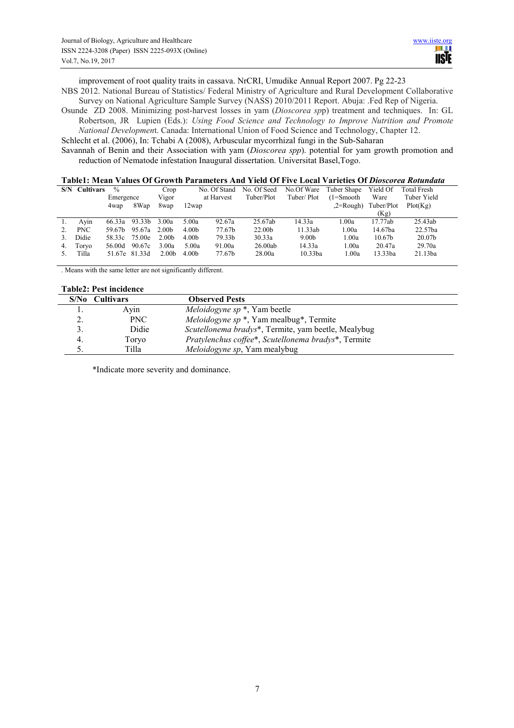improvement of root quality traits in cassava. NrCRI, Umudike Annual Report 2007. Pg 22-23

NBS 2012. National Bureau of Statistics/ Federal Ministry of Agriculture and Rural Development Collaborative Survey on National Agriculture Sample Survey (NASS) 2010/2011 Report. Abuja: .Fed Rep of Nigeria.

Osunde ZD 2008. Minimizing post-harvest losses in yam (*Dioscorea sp*p) treatment and techniques. In: GL Robertson, JR Lupien (Eds.): *Using Food Science and Technology to Improve Nutrition and Promote National Developmen*t. Canada: International Union of Food Science and Technology, Chapter 12.

Schlecht et al. (2006), In: Tchabi A (2008), Arbuscular mycorrhizal fungi in the Sub-Saharan

Savannah of Benin and their Association with yam (*Dioscorea spp*). potential for yam growth promotion and reduction of Nematode infestation Inaugural dissertation. Universitat Basel,Togo.

**Table1: Mean Values Of Growth Parameters And Yield Of Five Local Varieties Of *Dioscorea Rotundata***

| S/N | Cultivars | % Emergence | | Crop Vigor | | No. Of Stand at Harvest | No. Of Seed Tuber/Plot | No.Of Ware Tuber/ Plot | Tuber Shape (1=Smooth ,2=Rough) | Yield Of Ware Tuber/Plot (Kg) | Total Fresh Tuber Yield Plot(Kg) |
|---|---|---|---|---|---|---|---|---|---|---|---|
| | | 4wap | 8Wap | 8wap | 12wap | | | | | | |
| 1. | Ayin | 66.33a | 93.33b | 3.00a | 5.00a | 92.67a | 25.67ab | 14.33a | 1.00a | 17.77ab | 25.43ab |
| 2. | PNC | 59.67b | 95.67a | 2.00b | 4.00b | 77.67b | 22.00b | 11.33ab | 1.00a | 14.67ba | 22.57ba |
| 3. | Didie | 58.33c | 75.00e | 2.00b | 4.00b | 79.33b | 30.33a | 9.00b | 1.00a | 10.67b | 20.07b |
| 4. | Toryo | 56.00d | 90.67c | 3.00a | 5.00a | 91.00a | 26.00ab | 14.33a | 1.00a | 20.47a | 29.70a |
| 5. | Tilla | 51.67e | 81.33d | 2.00b | 4.00b | 77.67b | 28.00a | 10.33ba | 1.00a | 13.33ba | 21.13ba |

. Means with the same letter are not significantly different.

**Table2: Pest incidence**

| S/No | Cultivars | Observed Pests |
|---|---|---|
| 1. | Ayin | *Meloidogyne sp* *, Yam beetle |
| 2. | PNC | *Meloidogyne sp* *, Yam mealbug*, Termite |
| 3. | Didie | *Scutellonema bradys*\*, Termite, yam beetle, Mealybug |
| 4. | Toryo | *Pratylenchus coffee*\*, *Scutellonema bradys*\*, Termite |
| 5. | Tilla | *Meloidogyne sp*, Yam mealybug |

*Indicate more severity and dominance.